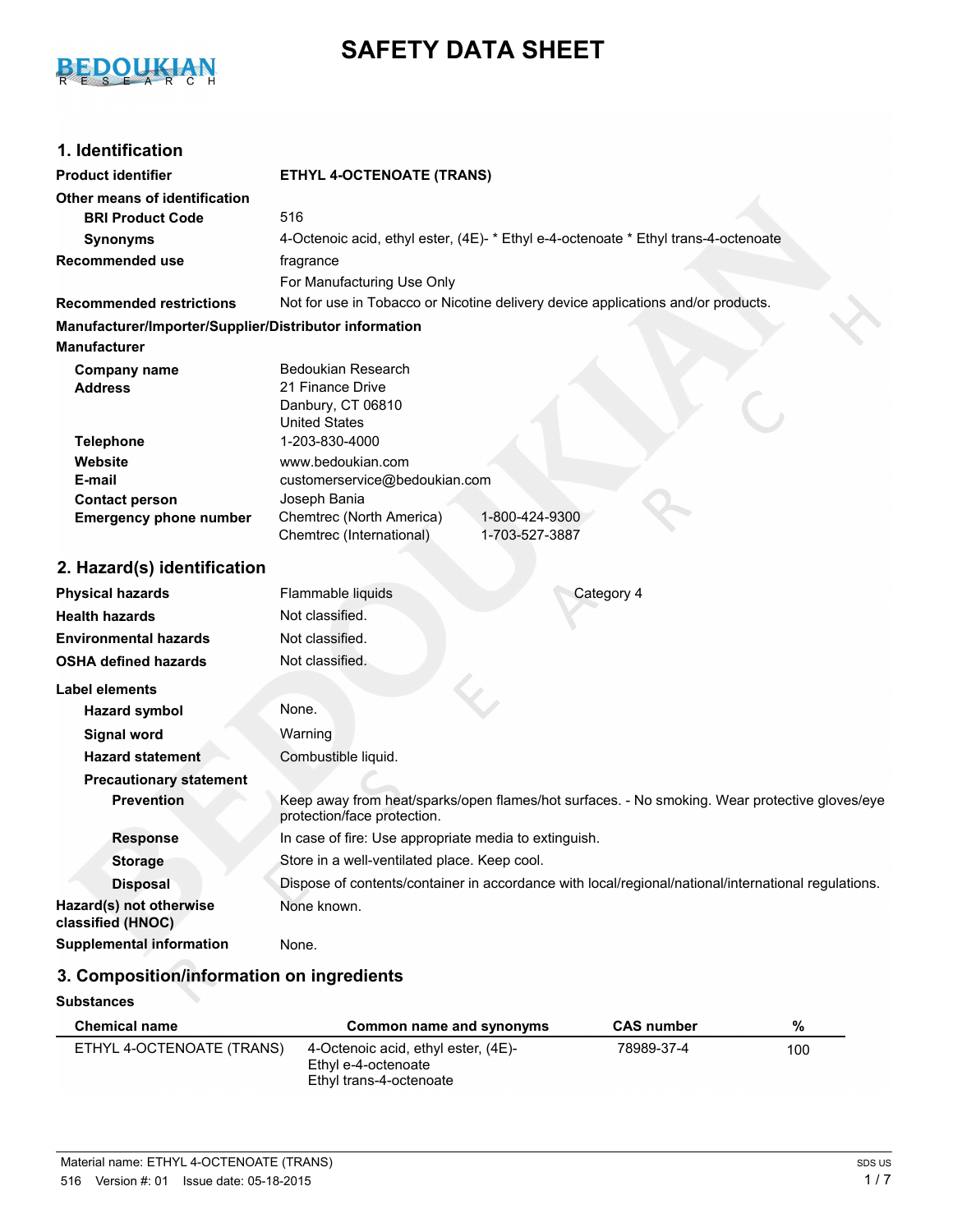# SAFETY DATA SHEET

## 1. Identification

| | |
|---|---|
| **Product identifier** | **ETHYL 4-OCTENOATE (TRANS)** |
| **Other means of identification** | |
| **BRI Product Code** | 516 |
| **Synonyms** | 4-Octenoic acid, ethyl ester, (4E)- * Ethyl e-4-octenoate * Ethyl trans-4-octenoate |
| **Recommended use** | fragrance<br>For Manufacturing Use Only |
| **Recommended restrictions** | Not for use in Tobacco or Nicotine delivery device applications and/or products. |

**Manufacturer/Importer/Supplier/Distributor information**

**Manufacturer**

| | |
|---|---|
| **Company name** | Bedoukian Research |
| **Address** | 21 Finance Drive<br>Danbury, CT 06810<br>United States |
| **Telephone** | 1-203-830-4000 |
| **Website** | www.bedoukian.com |
| **E-mail** | customerservice@bedoukian.com |
| **Contact person** | Joseph Bania |
| **Emergency phone number** | Chemtrec (North America) 1-800-424-9300<br>Chemtrec (International) 1-703-527-3887 |

## 2. Hazard(s) identification

| | | |
|---|---|---|
| **Physical hazards** | Flammable liquids | Category 4 |
| **Health hazards** | Not classified. | |
| **Environmental hazards** | Not classified. | |
| **OSHA defined hazards** | Not classified. | |

**Label elements**

| | |
|---|---|
| **Hazard symbol** | None. |
| **Signal word** | Warning |
| **Hazard statement** | Combustible liquid. |
| **Precautionary statement** | |
| **Prevention** | Keep away from heat/sparks/open flames/hot surfaces. - No smoking. Wear protective gloves/eye protection/face protection. |
| **Response** | In case of fire: Use appropriate media to extinguish. |
| **Storage** | Store in a well-ventilated place. Keep cool. |
| **Disposal** | Dispose of contents/container in accordance with local/regional/national/international regulations. |
| **Hazard(s) not otherwise classified (HNOC)** | None known. |
| **Supplemental information** | None. |

## 3. Composition/information on ingredients

**Substances**

| Chemical name | Common name and synonyms | CAS number | % |
|---|---|---|---|
| ETHYL 4-OCTENOATE (TRANS) | 4-Octenoic acid, ethyl ester, (4E)-<br>Ethyl e-4-octenoate<br>Ethyl trans-4-octenoate | 78989-37-4 | 100 |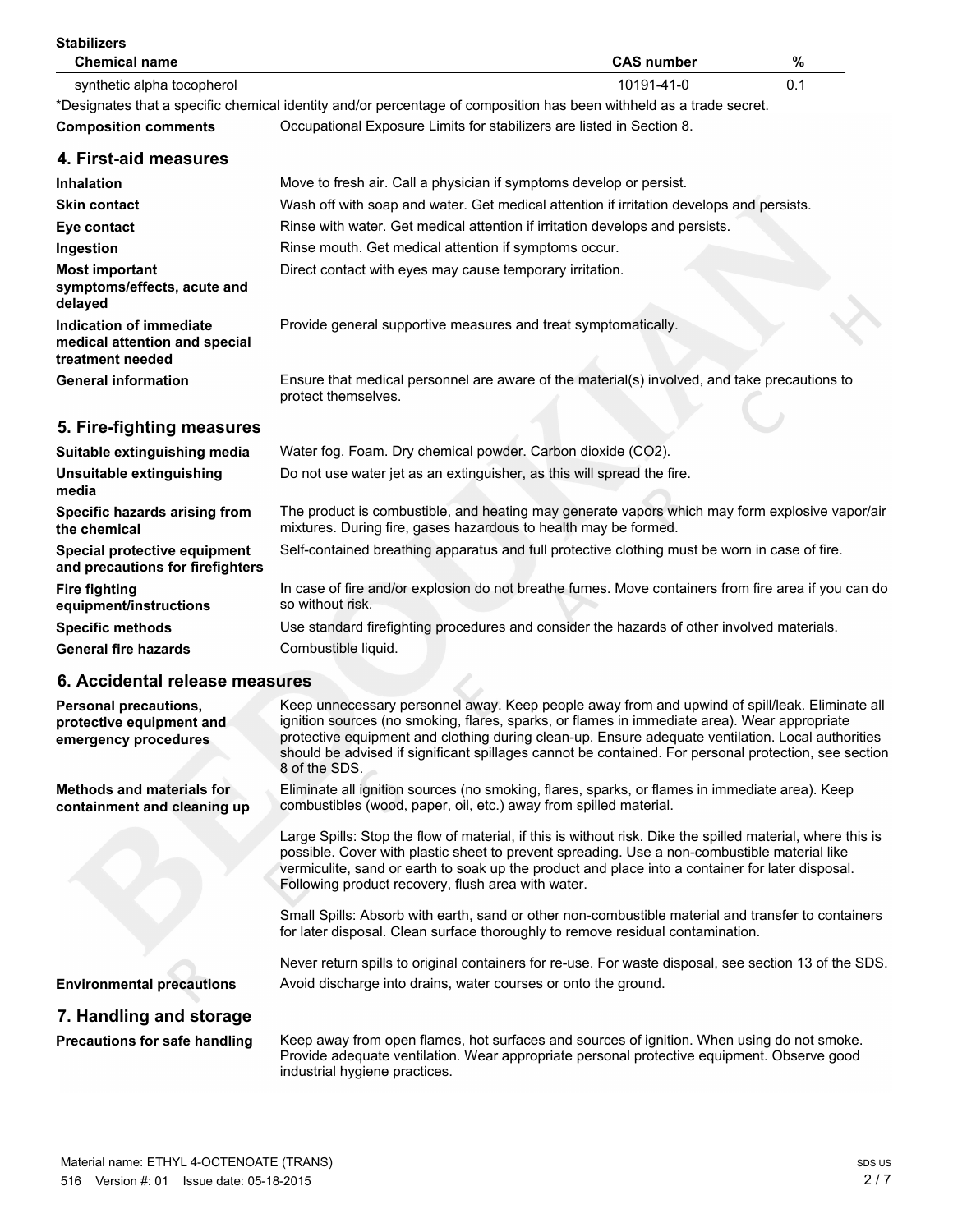**Stabilizers**

| Chemical name | CAS number | % |
|---|---|---|
| synthetic alpha tocopherol | 10191-41-0 | 0.1 |

*Designates that a specific chemical identity and/or percentage of composition has been withheld as a trade secret.

**Composition comments** Occupational Exposure Limits for stabilizers are listed in Section 8.

## 4. First-aid measures

**Inhalation** Move to fresh air. Call a physician if symptoms develop or persist.

**Skin contact** Wash off with soap and water. Get medical attention if irritation develops and persists.

**Eye contact** Rinse with water. Get medical attention if irritation develops and persists.

**Ingestion** Rinse mouth. Get medical attention if symptoms occur.

**Most important symptoms/effects, acute and delayed** Direct contact with eyes may cause temporary irritation.

**Indication of immediate medical attention and special treatment needed** Provide general supportive measures and treat symptomatically.

**General information** Ensure that medical personnel are aware of the material(s) involved, and take precautions to protect themselves.

## 5. Fire-fighting measures

**Suitable extinguishing media** Water fog. Foam. Dry chemical powder. Carbon dioxide ($CO_2$).

**Unsuitable extinguishing media** Do not use water jet as an extinguisher, as this will spread the fire.

**Specific hazards arising from the chemical** The product is combustible, and heating may generate vapors which may form explosive vapor/air mixtures. During fire, gases hazardous to health may be formed.

**Special protective equipment and precautions for firefighters** Self-contained breathing apparatus and full protective clothing must be worn in case of fire.

**Fire fighting equipment/instructions** In case of fire and/or explosion do not breathe fumes. Move containers from fire area if you can do so without risk.

**Specific methods** Use standard firefighting procedures and consider the hazards of other involved materials.

**General fire hazards** Combustible liquid.

## 6. Accidental release measures

**Personal precautions, protective equipment and emergency procedures** Keep unnecessary personnel away. Keep people away from and upwind of spill/leak. Eliminate all ignition sources (no smoking, flares, sparks, or flames in immediate area). Wear appropriate protective equipment and clothing during clean-up. Ensure adequate ventilation. Local authorities should be advised if significant spillages cannot be contained. For personal protection, see section 8 of the SDS.

**Methods and materials for containment and cleaning up** Eliminate all ignition sources (no smoking, flares, sparks, or flames in immediate area). Keep combustibles (wood, paper, oil, etc.) away from spilled material.

Large Spills: Stop the flow of material, if this is without risk. Dike the spilled material, where this is possible. Cover with plastic sheet to prevent spreading. Use a non-combustible material like vermiculite, sand or earth to soak up the product and place into a container for later disposal. Following product recovery, flush area with water.

Small Spills: Absorb with earth, sand or other non-combustible material and transfer to containers for later disposal. Clean surface thoroughly to remove residual contamination.

Never return spills to original containers for re-use. For waste disposal, see section 13 of the SDS.

**Environmental precautions** Avoid discharge into drains, water courses or onto the ground.

## 7. Handling and storage

**Precautions for safe handling** Keep away from open flames, hot surfaces and sources of ignition. When using do not smoke. Provide adequate ventilation. Wear appropriate personal protective equipment. Observe good industrial hygiene practices.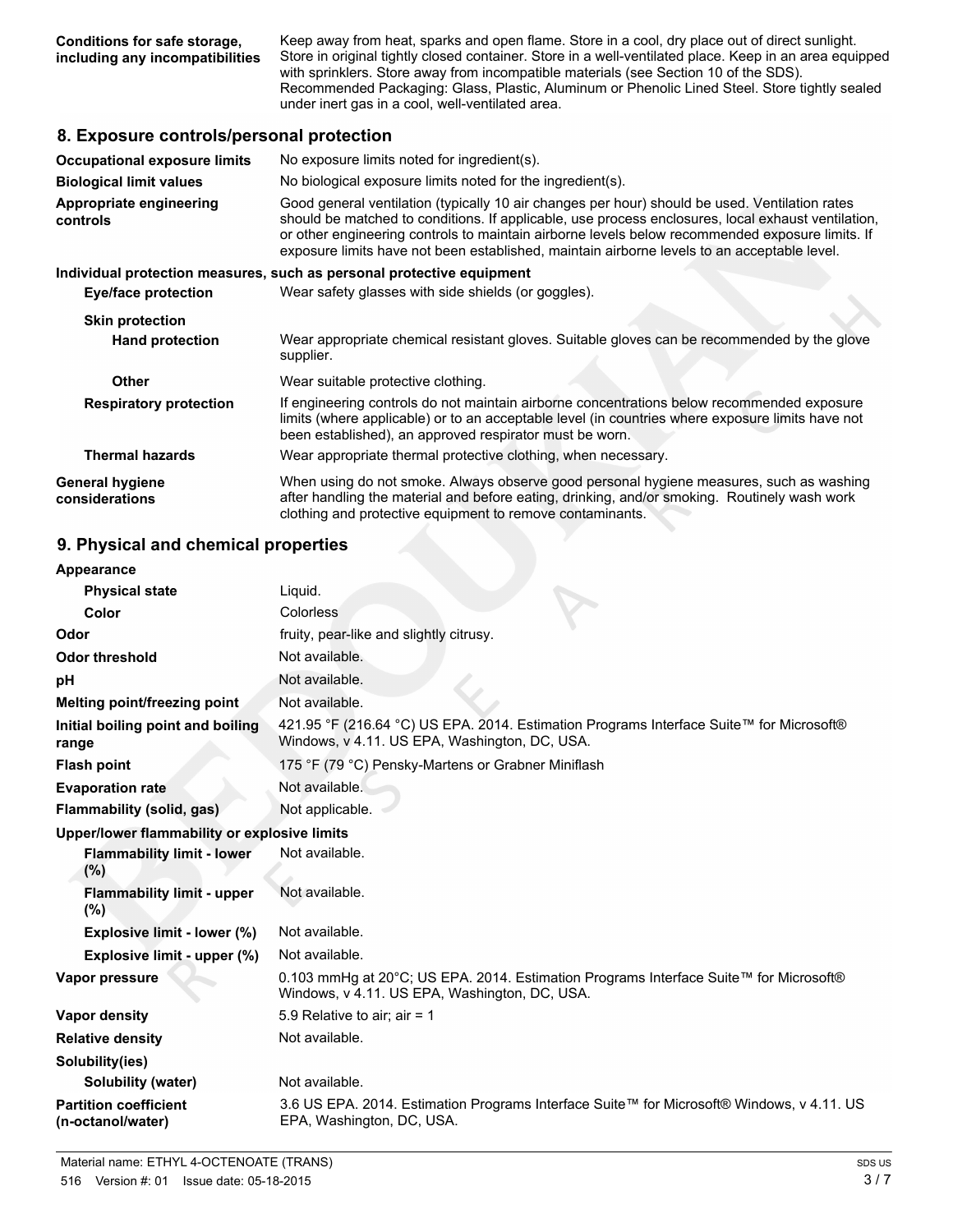| | |
|---|---|
| **Conditions for safe storage, including any incompatibilities** | Keep away from heat, sparks and open flame. Store in a cool, dry place out of direct sunlight. Store in original tightly closed container. Store in a well-ventilated place. Keep in an area equipped with sprinklers. Store away from incompatible materials (see Section 10 of the SDS). Recommended Packaging: Glass, Plastic, Aluminum or Phenolic Lined Steel. Store tightly sealed under inert gas in a cool, well-ventilated area. |

## 8. Exposure controls/personal protection

| | |
|---|---|
| **Occupational exposure limits** | No exposure limits noted for ingredient(s). |
| **Biological limit values** | No biological exposure limits noted for the ingredient(s). |
| **Appropriate engineering controls** | Good general ventilation (typically 10 air changes per hour) should be used. Ventilation rates should be matched to conditions. If applicable, use process enclosures, local exhaust ventilation, or other engineering controls to maintain airborne levels below recommended exposure limits. If exposure limits have not been established, maintain airborne levels to an acceptable level. |

**Individual protection measures, such as personal equipment**

| | |
|---|---|
| **Eye/face protection** | Wear safety glasses with side shields (or goggles). |
| **Skin protection** | |
| **Hand protection** | Wear appropriate chemical resistant gloves. Suitable gloves can be recommended by the glove supplier. |
| **Other** | Wear suitable protective clothing. |
| **Respiratory protection** | If engineering controls do not maintain airborne concentrations below recommended exposure limits (where applicable) or to an acceptable level (in countries where exposure limits have not been established), an approved respirator must be worn. |
| **Thermal hazards** | Wear appropriate thermal protective clothing, when necessary. |
| **General hygiene considerations** | When using do not smoke. Always observe good personal hygiene measures, such as washing after handling the material and before eating, drinking, and/or smoking. Routinely wash work clothing and protective equipment to remove contaminants. |

## 9. Physical and chemical properties

| | |
|---|---|
| **Appearance** | |
| **Physical state** | Liquid. |
| **Color** | Colorless |
| **Odor** | fruity, pear-like and slightly citrusy. |
| **Odor threshold** | Not available. |
| **pH** | Not available. |
| **Melting point/freezing point** | Not available. |
| **Initial boiling point and boiling range** | 421.95 °F (216.64 °C) US EPA. 2014. Estimation Programs Interface Suite™ for Microsoft® Windows, v 4.11. US EPA, Washington, DC, USA. |
| **Flash point** | 175 °F (79 °C) Pensky-Martens or Grabner Miniflash |
| **Evaporation rate** | Not available. |
| **Flammability (solid, gas)** | Not applicable. |
| **Upper/lower flammability or explosive limits** | |
| **Flammability limit - lower (%)** | Not available. |
| **Flammability limit - upper (%)** | Not available. |
| **Explosive limit - lower (%)** | Not available. |
| **Explosive limit - upper (%)** | Not available. |
| **Vapor pressure** | 0.103 mmHg at 20°C; US EPA. 2014. Estimation Programs Interface Suite™ for Microsoft® Windows, v 4.11. US EPA, Washington, DC, USA. |
| **Vapor density** | 5.9 Relative to air; air = 1 |
| **Relative density** | Not available. |
| **Solubility(ies)** | |
| **Solubility (water)** | Not available. |
| **Partition coefficient (n-octanol/water)** | 3.6 US EPA. 2014. Estimation Programs Interface Suite™ for Microsoft® Windows, v 4.11. US EPA, Washington, DC, USA. |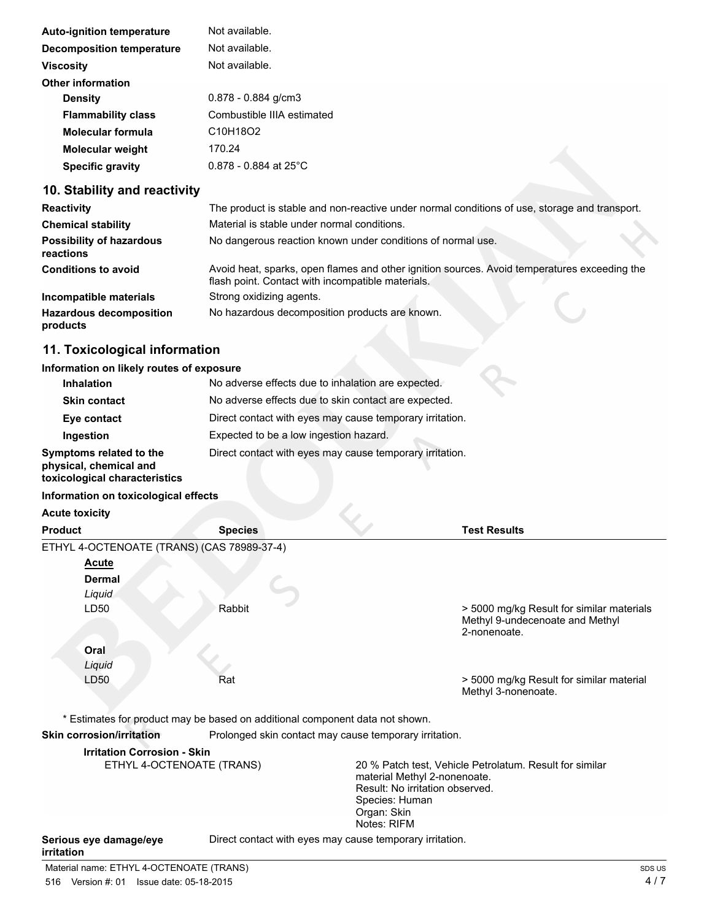| | |
|---|---|
| **Auto-ignition temperature** | Not available. |
| **Decomposition temperature** | Not available. |
| **Viscosity** | Not available. |
| **Other information** | |
| **Density** | 0.878 - 0.884 g/cm3 |
| **Flammability class** | Combustible IIIA estimated |
| **Molecular formula** | $C_{10}H_{18}O_2$ |
| **Molecular weight** | 170.24 |
| **Specific gravity** | 0.878 - 0.884 at 25°C |

## 10. Stability and reactivity

| | |
|---|---|
| **Reactivity** | The product is stable and non-reactive under normal conditions of use, storage and transport. |
| **Chemical stability** | Material is stable under normal conditions. |
| **Possibility of hazardous reactions** | No dangerous reaction known under conditions of normal use. |
| **Conditions to avoid** | Avoid heat, sparks, open flames and other ignition sources. Avoid temperatures exceeding the flash point. Contact with incompatible materials. |
| **Incompatible materials** | Strong oxidizing agents. |
| **Hazardous decomposition products** | No hazardous decomposition products are known. |

## 11. Toxicological information

**Information on likely routes of exposure**

| | |
|---|---|
| **Inhalation** | No adverse effects due to inhalation are expected. |
| **Skin contact** | No adverse effects due to skin contact are expected. |
| **Eye contact** | Direct contact with eyes may cause temporary irritation. |
| **Ingestion** | Expected to be a low ingestion hazard. |
| **Symptoms related to the physical, chemical and toxicological characteristics** | Direct contact with eyes may cause temporary irritation. |

**Information on toxicological effects**

**Acute toxicity**

| Product | Species | Test Results |
|---|---|---|
| ETHYL 4-OCTENOATE (TRANS) (CAS 78989-37-4) | | |
| **Acute** | | |
| **Dermal** | | |
| *Liquid* | | |
| LD50 | Rabbit | > 5000 mg/kg Result for similar materials Methyl 9-undecenoate and Methyl 2-nonenoate. |
| **Oral** | | |
| *Liquid* | | |
| LD50 | Rat | > 5000 mg/kg Result for similar material Methyl 3-nonenoate. |

* Estimates for product may be based on additional component data not shown.

**Skin corrosion/irritation** Prolonged skin contact may cause temporary irritation.

**Irritation Corrosion - Skin**

| | |
|---|---|
| ETHYL 4-OCTENOATE (TRANS) | 20 % Patch test, Vehicle Petrolatum. Result for similar material Methyl 2-nonenoate.<br>Result: No irritation observed.<br>Species: Human<br>Organ: Skin<br>Notes: RIFM |

**Serious eye damage/eye irritation** Direct contact with eyes may cause temporary irritation.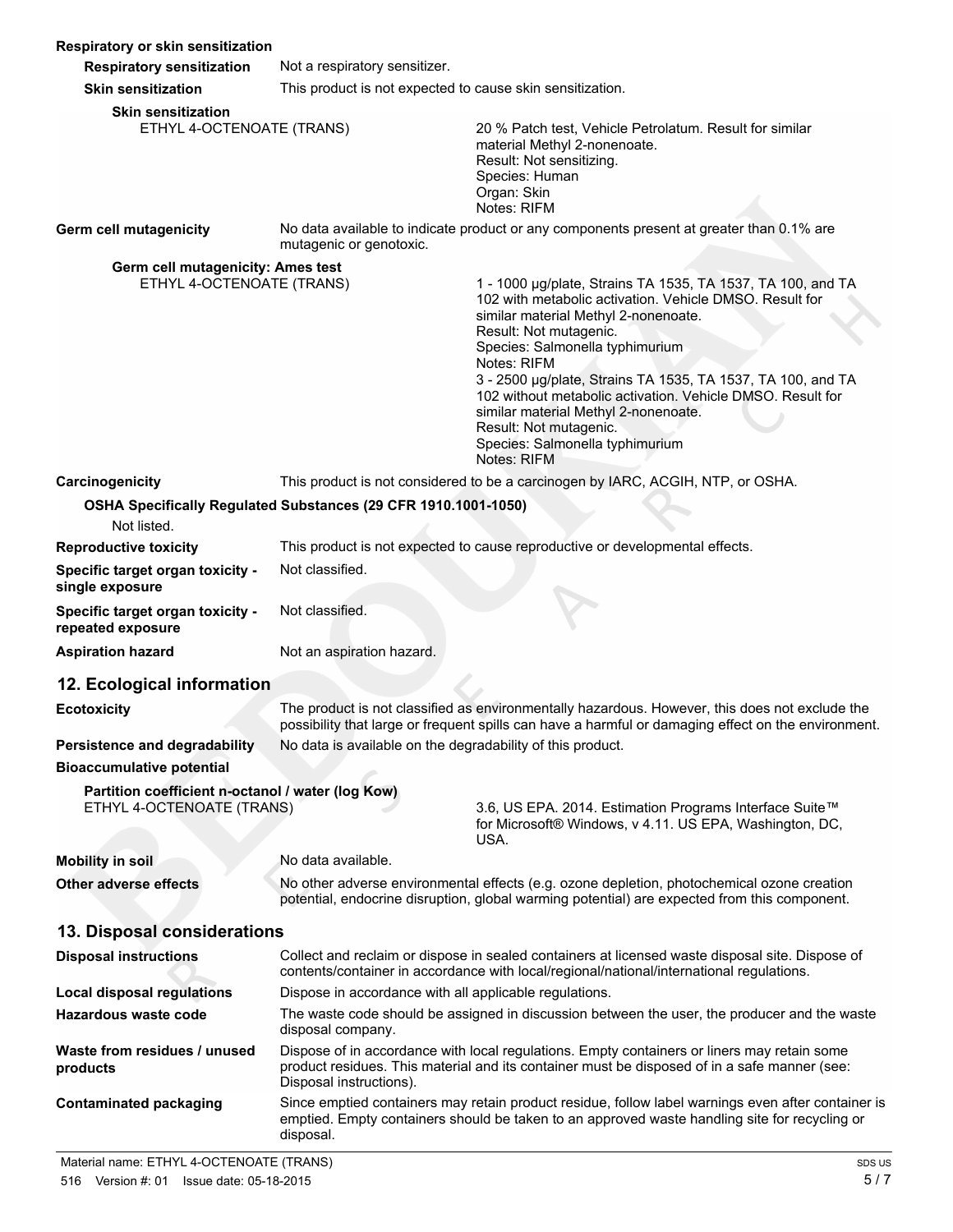**Respiratory or skin sensitization**

**Respiratory sensitization** Not a respiratory sensitizer.

**Skin sensitization** This product is not expected to cause skin sensitization.

**Skin sensitization**

ETHYL 4-OCTENOATE (TRANS)

20 % Patch test, Vehicle Petrolatum. Result for similar material Methyl 2-nonenoate.
Result: Not sensitizing.
Species: Human
Organ: Skin
Notes: RIFM

**Germ cell mutagenicity** No data available to indicate product or any components present at greater than 0.1% are mutagenic or genotoxic.

**Germ cell mutagenicity: Ames test**

ETHYL 4-OCTENOATE (TRANS)

1 - 1000 µg/plate, Strains TA 1535, TA 1537, TA 100, and TA 102 with metabolic activation. Vehicle DMSO. Result for similar material Methyl 2-nonenoate.
Result: Not mutagenic.
Species: Salmonella typhimurium
Notes: RIFM
3 - 2500 µg/plate, Strains TA 1535, TA 1537, TA 100, and TA 102 without metabolic activation. Vehicle DMSO. Result for similar material Methyl 2-nonenoate.
Result: Not mutagenic.
Species: Salmonella typhimurium
Notes: RIFM

**Carcinogenicity** This product is not considered to be a carcinogen by IARC, ACGIH, NTP, or OSHA.

**OSHA Specifically Regulated Substances (29 CFR 1910.1001-1050)**

Not listed.

**Reproductive toxicity** This product is not expected to cause reproductive or developmental effects.

**Specific target organ toxicity - single exposure** Not classified.

**Specific target organ toxicity - repeated exposure** Not classified.

**Aspiration hazard** Not an aspiration hazard.

## 12. Ecological information

**Ecotoxicity** The product is not classified as environmentally hazardous. However, this does not exclude the possibility that large or frequent spills can have a harmful or damaging effect on the environment.

**Persistence and degradability** No data is available on the degradability of this product.

**Bioaccumulative potential**

**Partition coefficient n-octanol / water (log Kow)**

ETHYL 4-OCTENOATE (TRANS)

3.6, US EPA. 2014. Estimation Programs Interface Suite™ for Microsoft® Windows, v 4.11. US EPA, Washington, DC, USA.

**Mobility in soil** No data available.

**Other adverse effects** No other adverse environmental effects (e.g. ozone depletion, photochemical ozone creation potential, endocrine disruption, global warming potential) are expected from this component.

## 13. Disposal considerations

**Disposal instructions** Collect and reclaim or dispose in sealed containers at licensed waste disposal site. Dispose of contents/container in accordance with local/regional/national/international regulations.

**Local disposal regulations** Dispose in accordance with all applicable regulations.

**Hazardous waste code** The waste code should be assigned in discussion between the user, the producer and the waste disposal company.

**Waste from residues / unused products** Dispose of in accordance with local regulations. Empty containers or liners may retain some product residues. This material and its container must be disposed of in a safe manner (see: Disposal instructions).

**Contaminated packaging** Since emptied containers may retain product residue, follow label warnings even after container is emptied. Empty containers should be taken to an approved waste handling site for recycling or disposal.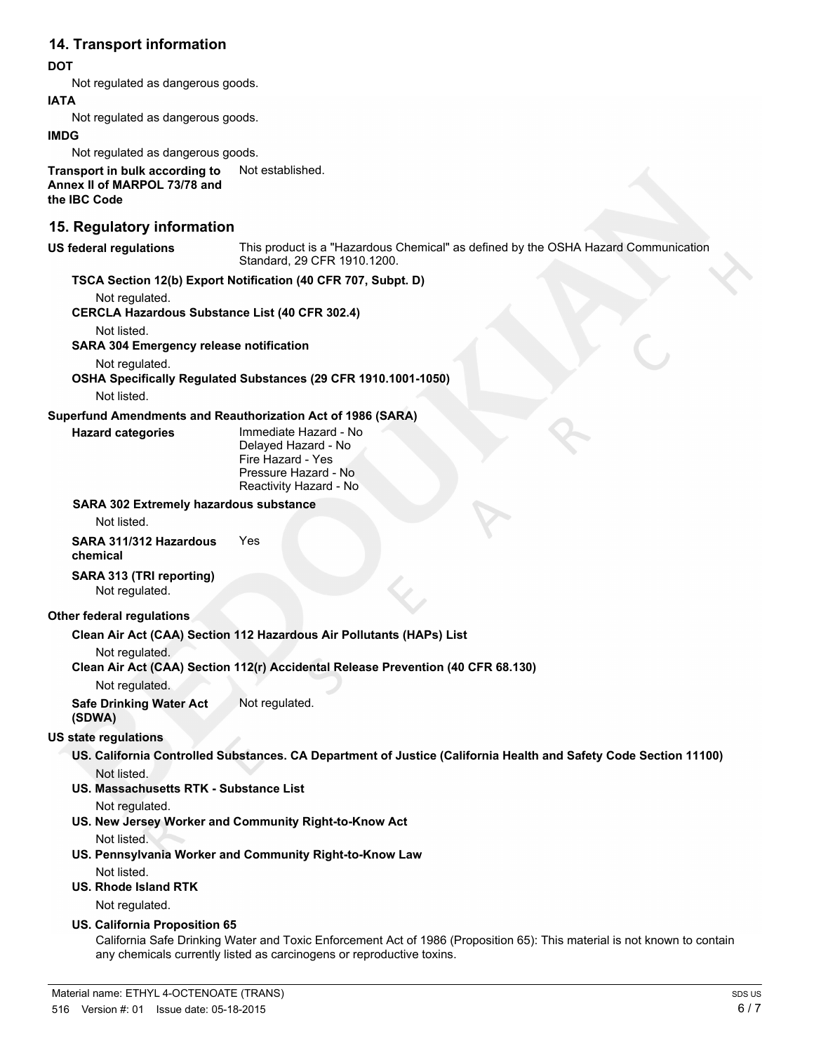## 14. Transport information

**DOT**

Not regulated as dangerous goods.

**IATA**

Not regulated as dangerous goods.

**IMDG**

Not regulated as dangerous goods.

**Transport in bulk according to Annex II of MARPOL 73/78 and the IBC Code** Not established.

## 15. Regulatory information

**US federal regulations** This product is a "Hazardous Chemical" as defined by the OSHA Hazard Communication Standard, 29 CFR 1910.1200.

**TSCA Section 12(b) Export Notification (40 CFR 707, Subpt. D)**

Not regulated.

**CERCLA Hazardous Substance List (40 CFR 302.4)**

Not listed.

**SARA 304 Emergency release notification**

Not regulated.

**OSHA Specifically Regulated Substances (29 CFR 1910.1001-1050)**

Not listed.

**Superfund Amendments and Reauthorization Act of 1986 (SARA)**

**Hazard categories**

Immediate Hazard - No
Delayed Hazard - No
Fire Hazard - Yes
Pressure Hazard - No
Reactivity Hazard - No

**SARA 302 Extremely hazardous substance**

Not listed.

**SARA 311/312 Hazardous chemical** Yes

**SARA 313 (TRI reporting)**

Not regulated.

**Other federal regulations**

**Clean Air Act (CAA) Section 112 Hazardous Air Pollutants (HAPs) List**

Not regulated.

**Clean Air Act (CAA) Section 112(r) Accidental Release Prevention (40 CFR 68.130)**

Not regulated.

**Safe Drinking Water Act (SDWA)** Not regulated.

**US state regulations**

**US. California Controlled Substances. CA Department of Justice (California Health and Safety Code Section 11100)**

Not listed.

**US. Massachusetts RTK - Substance List**

Not regulated.

**US. New Jersey Worker and Community Right-to-Know Act**

Not listed.

**US. Pennsylvania Worker and Community Right-to-Know Law**

Not listed.

**US. Rhode Island RTK**

Not regulated.

**US. California Proposition 65**

California Safe Drinking Water and Toxic Enforcement Act of 1986 (Proposition 65): This material is not known to contain any chemicals currently listed as carcinogens or reproductive toxins.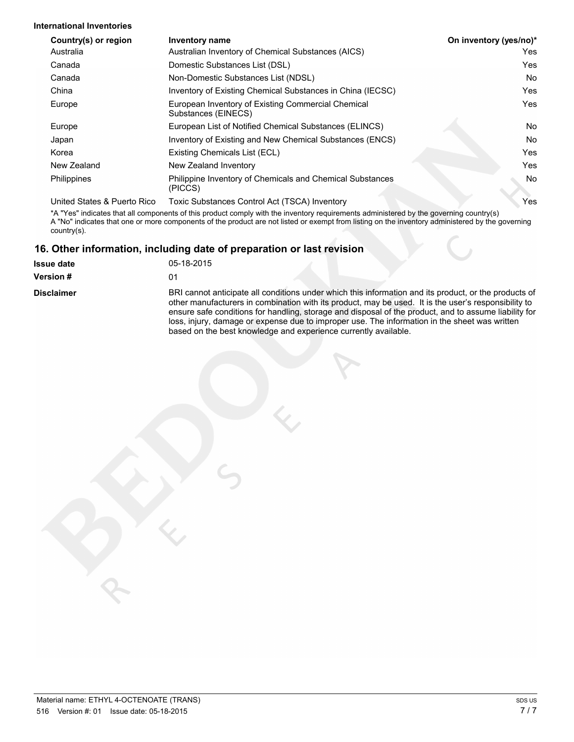**International Inventories**

| Country(s) or region | Inventory name | On inventory (yes/no)* |
| --- | --- | --- |
| Australia | Australian Inventory of Chemical Substances (AICS) | Yes |
| Canada | Domestic Substances List (DSL) | Yes |
| Canada | Non-Domestic Substances List (NDSL) | No |
| China | Inventory of Existing Chemical Substances in China (IECSC) | Yes |
| Europe | European Inventory of Existing Commercial Chemical Substances (EINECS) | Yes |
| Europe | European List of Notified Chemical Substances (ELINCS) | No |
| Japan | Inventory of Existing and New Chemical Substances (ENCS) | No |
| Korea | Existing Chemicals List (ECL) | Yes |
| New Zealand | New Zealand Inventory | Yes |
| Philippines | Philippine Inventory of Chemicals and Chemical Substances (PICCS) | No |
| United States & Puerto Rico | Toxic Substances Control Act (TSCA) Inventory | Yes |

*A "Yes" indicates that all components of this product comply with the inventory requirements administered by the governing country(s)
A "No" indicates that one or more components of the product are not listed or exempt from listing on the inventory administered by the governing country(s).

## 16. Other information, including date of preparation or last revision

**Issue date** 05-18-2015

**Version #** 01

**Disclaimer** BRI cannot anticipate all conditions under which this information and its product, or the products of other manufacturers in combination with its product, may be used. It is the user's responsibility to ensure safe conditions for handling, storage and disposal of the product, and to assume liability for loss, injury, damage or expense due to improper use. The information in the sheet was written based on the best knowledge and experience currently available.